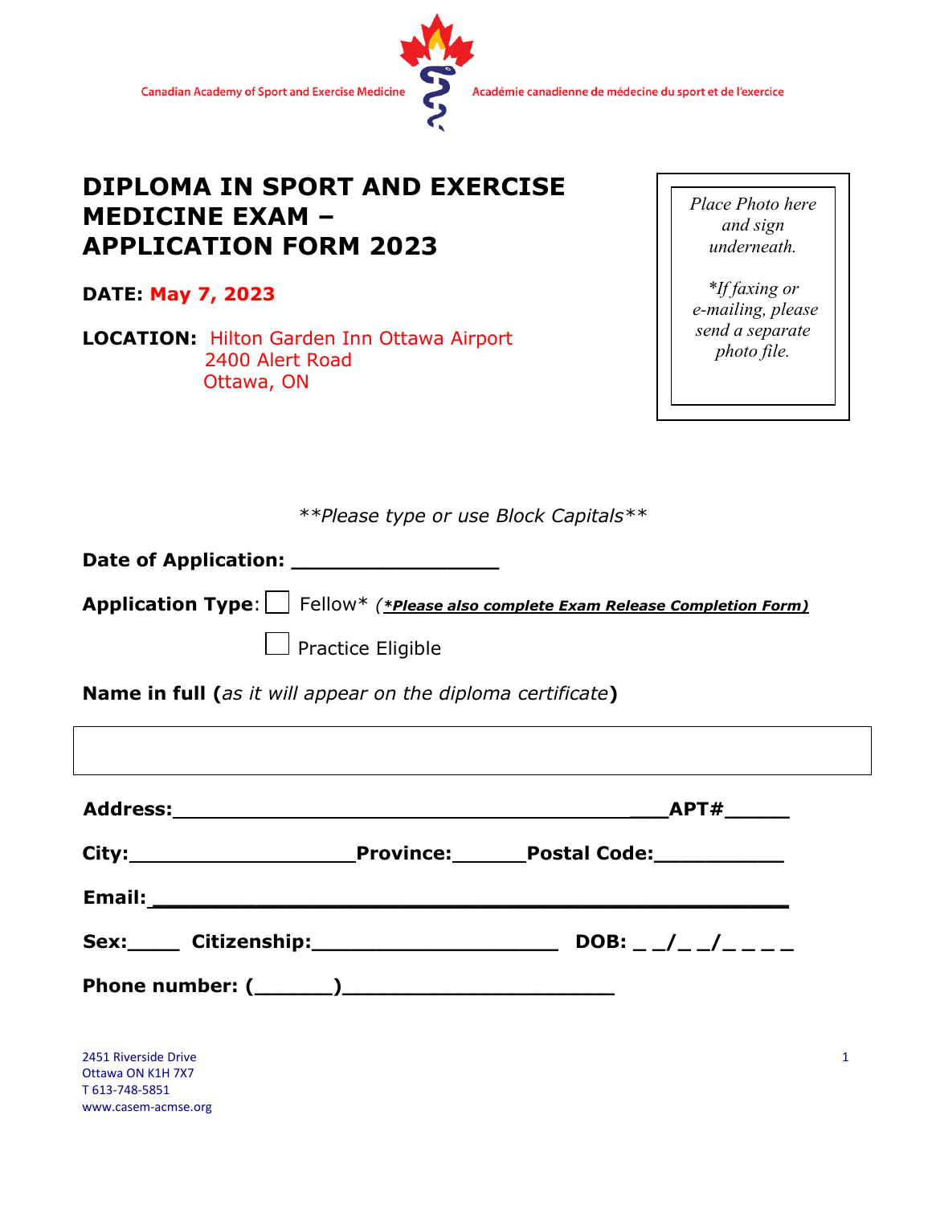Canadian Academy of Sport and Exercise Medicine    Académie canadienne de médecine du sport et de l'exercice

# DIPLOMA IN SPORT AND EXERCISE MEDICINE EXAM – APPLICATION FORM 2023

**DATE:** May 7, 2023

**LOCATION:** Hilton Garden Inn Ottawa Airport
2400 Alert Road
Ottawa, ON

*Place Photo here and sign underneath.*

*\*If faxing or e-mailing, please send a separate photo file.*

*\*\*Please type or use Block Capitals\*\**

**Date of Application:** ________________

**Application Type**: ☐ Fellow\* (***\*Please also complete Exam Release Completion Form)***

☐ Practice Eligible

**Name in full (***as it will appear on the diploma certificate***)**

| |
|---|
| |

**Address:**_____________________________________________**APT#**_____

**City:**___________________**Province:**______**Postal Code:**__________

**Email:**_________________________________________________________

**Sex:**____ **Citizenship:**____________________ **DOB:** _ _/_ _/_ _ _ _

**Phone number:** (______)_____________________

2451 Riverside Drive
Ottawa ON K1H 7X7
T 613-748-5851
www.casem-acmse.org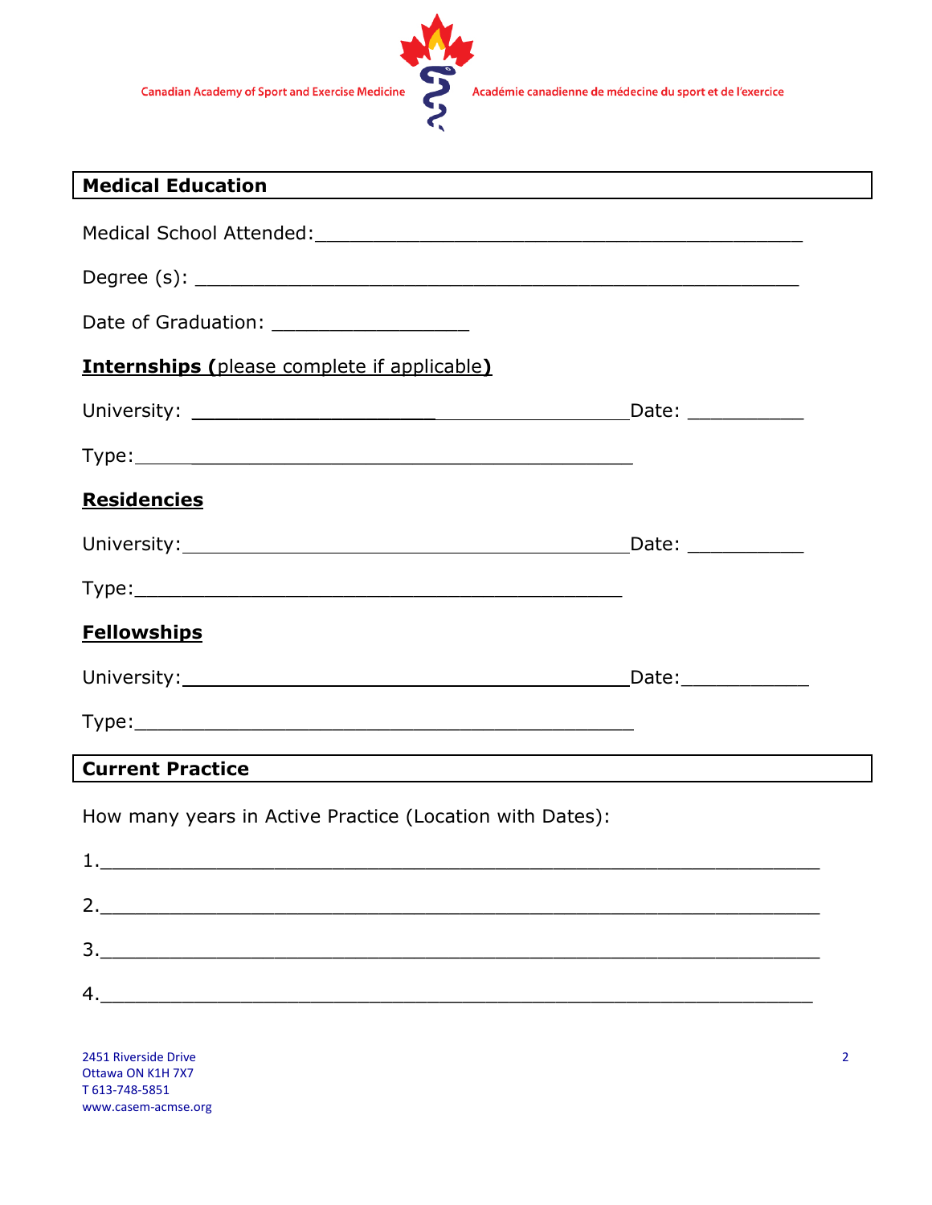## Medical Education

Medical School Attended:___________________________________________

Degree (s): ______________________________________________________

Date of Graduation: _________________

**Internships (**please complete if applicable**)**

University: _______________________________________Date: __________

Type:____________________________________________

**Residencies**

University:_______________________________________Date: __________

Type:____________________________________________

**Fellowships**

University:_______________________________________Date:___________

Type:____________________________________________

## Current Practice

How many years in Active Practice (Location with Dates):

1.______________________________________________________________

2.______________________________________________________________

3.______________________________________________________________

4.______________________________________________________________

2451 Riverside Drive
Ottawa ON K1H 7X7
T 613-748-5851
www.casem-acmse.org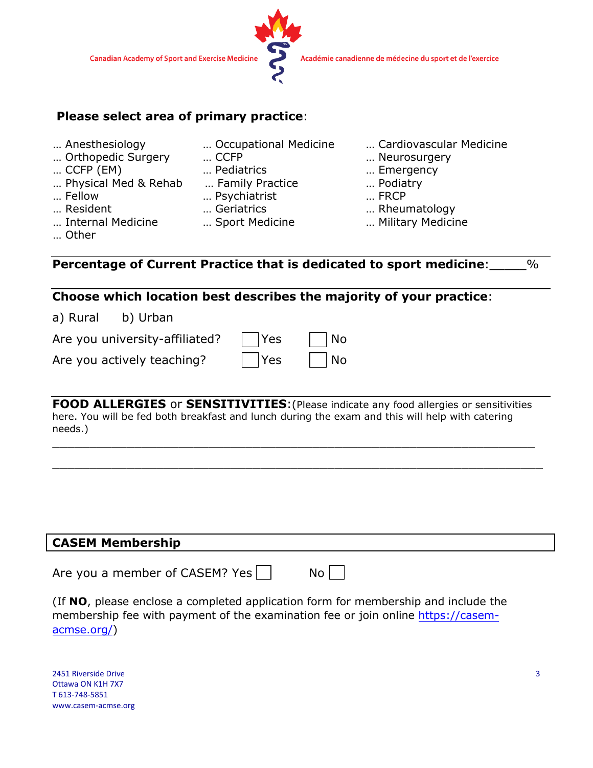**Please select area of primary practice**:

| | | |
|---|---|---|
| … Anesthesiology | … Occupational Medicine | … Cardiovascular Medicine |
| … Orthopedic Surgery | … CCFP | … Neurosurgery |
| … CCFP (EM) | … Pediatrics | … Emergency |
| … Physical Med & Rehab | … Family Practice | … Podiatry |
| … Fellow | … Psychiatrist | … FRCP |
| … Resident | … Geriatrics | … Rheumatology |
| … Internal Medicine | … Sport Medicine | … Military Medicine |
| … Other | | |

---

**Percentage of Current Practice that is dedicated to sport medicine**:_____%

---

**Choose which location best describes the majority of your practice**:

a) Rural     b) Urban

Are you university-affiliated? ☐ Yes ☐ No

Are you actively teaching? ☐ Yes ☐ No

---

**FOOD ALLERGIES** or **SENSITIVITIES**:(Please indicate any food allergies or sensitivities here. You will be fed both breakfast and lunch during the exam and this will help with catering needs.)

_____________________________________________________________________________

_____________________________________________________________________________

## CASEM Membership

Are you a member of CASEM? Yes ☐     No ☐

(If **NO**, please enclose a completed application form for membership and include the membership fee with payment of the examination fee or join online https://casem-acmse.org/)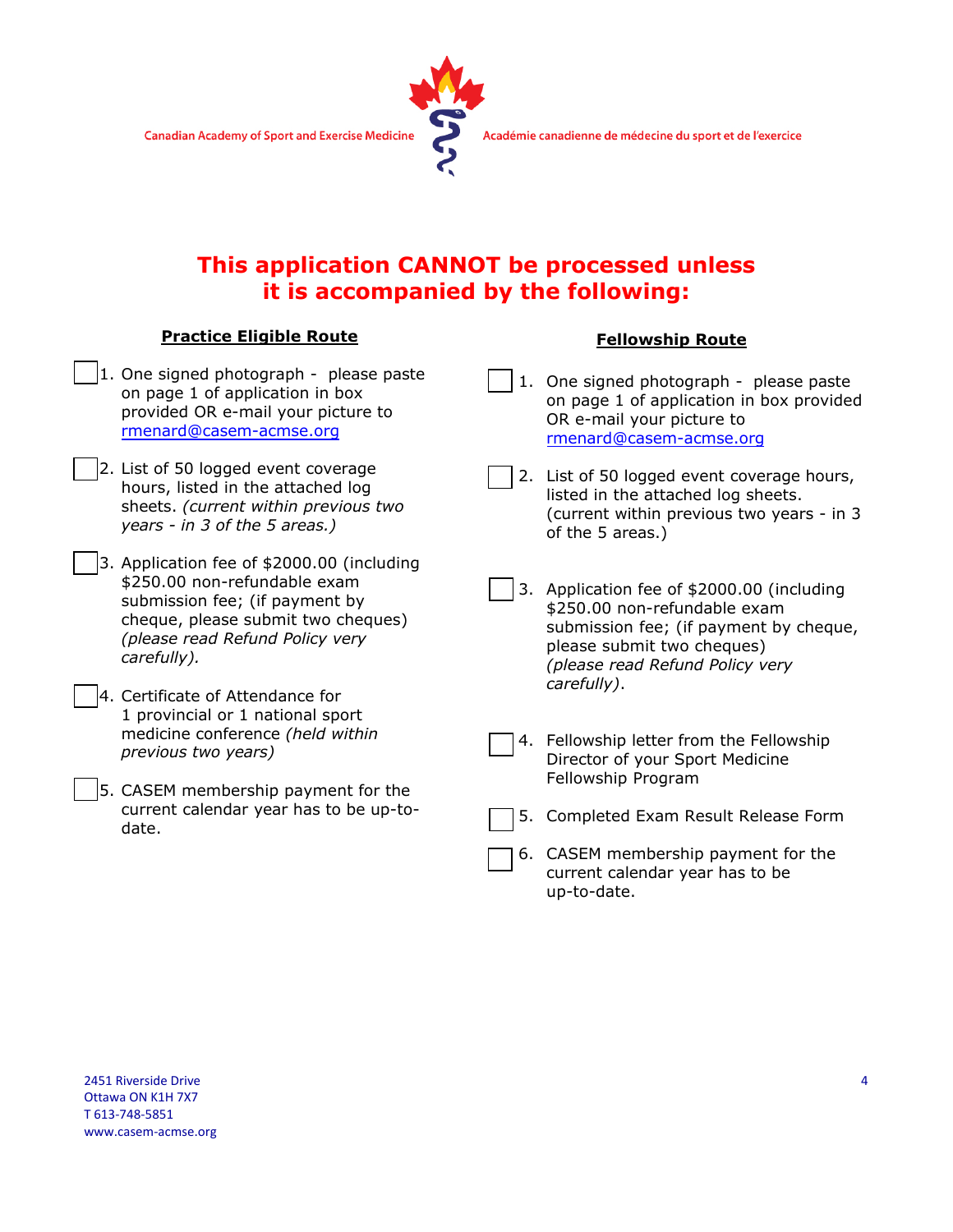Canadian Academy of Sport and Exercise Medicine — Académie canadienne de médecine du sport et de l'exercice

# This application CANNOT be processed unless it is accompanied by the following:

## Practice Eligible Route

- [ ] 1. One signed photograph - please paste on page 1 of application in box provided OR e-mail your picture to rmenard@casem-acmse.org
- [ ] 2. List of 50 logged event coverage hours, listed in the attached log sheets. *(current within previous two years - in 3 of the 5 areas.)*
- [ ] 3. Application fee of $2000.00 (including $250.00 non-refundable exam submission fee; (if payment by cheque, please submit two cheques) *(please read Refund Policy very carefully).*
- [ ] 4. Certificate of Attendance for 1 provincial or 1 national sport medicine conference *(held within previous two years)*
- [ ] 5. CASEM membership payment for the current calendar year has to be up-to-date.

## Fellowship Route

- [ ] 1. One signed photograph - please paste on page 1 of application in box provided OR e-mail your picture to rmenard@casem-acmse.org
- [ ] 2. List of 50 logged event coverage hours, listed in the attached log sheets. (current within previous two years - in 3 of the 5 areas.)
- [ ] 3. Application fee of $2000.00 (including $250.00 non-refundable exam submission fee; (if payment by cheque, please submit two cheques) *(please read Refund Policy very carefully)*.
- [ ] 4. Fellowship letter from the Fellowship Director of your Sport Medicine Fellowship Program
- [ ] 5. Completed Exam Result Release Form
- [ ] 6. CASEM membership payment for the current calendar year has to be up-to-date.

2451 Riverside Drive
Ottawa ON K1H 7X7
T 613-748-5851
www.casem-acmse.org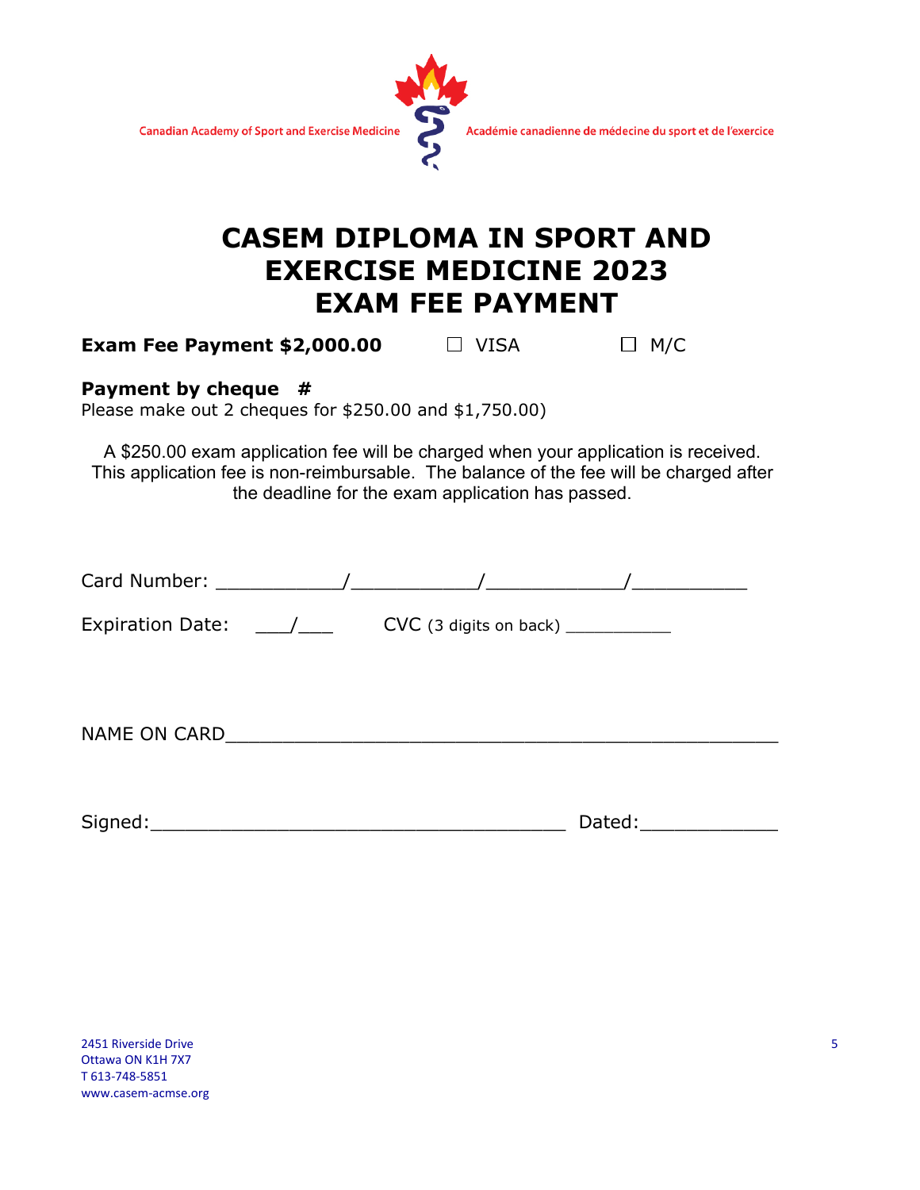Canadian Academy of Sport and Exercise Medicine — Académie canadienne de médecine du sport et de l'exercice

# CASEM DIPLOMA IN SPORT AND EXERCISE MEDICINE 2023 EXAM FEE PAYMENT

**Exam Fee Payment $2,000.00** ☐ VISA ☐ M/C

**Payment by cheque #**
Please make out 2 cheques for $250.00 and $1,750.00)

A $250.00 exam application fee will be charged when your application is received. This application fee is non-reimbursable. The balance of the fee will be charged after the deadline for the exam application has passed.

Card Number: ___________/___________/____________/__________

Expiration Date: ___/___ CVC (3 digits on back) __________

NAME ON CARD_____________________________________________

Signed:_____________________________________ Dated:____________

2451 Riverside Drive
Ottawa ON K1H 7X7
T 613-748-5851
www.casem-acmse.org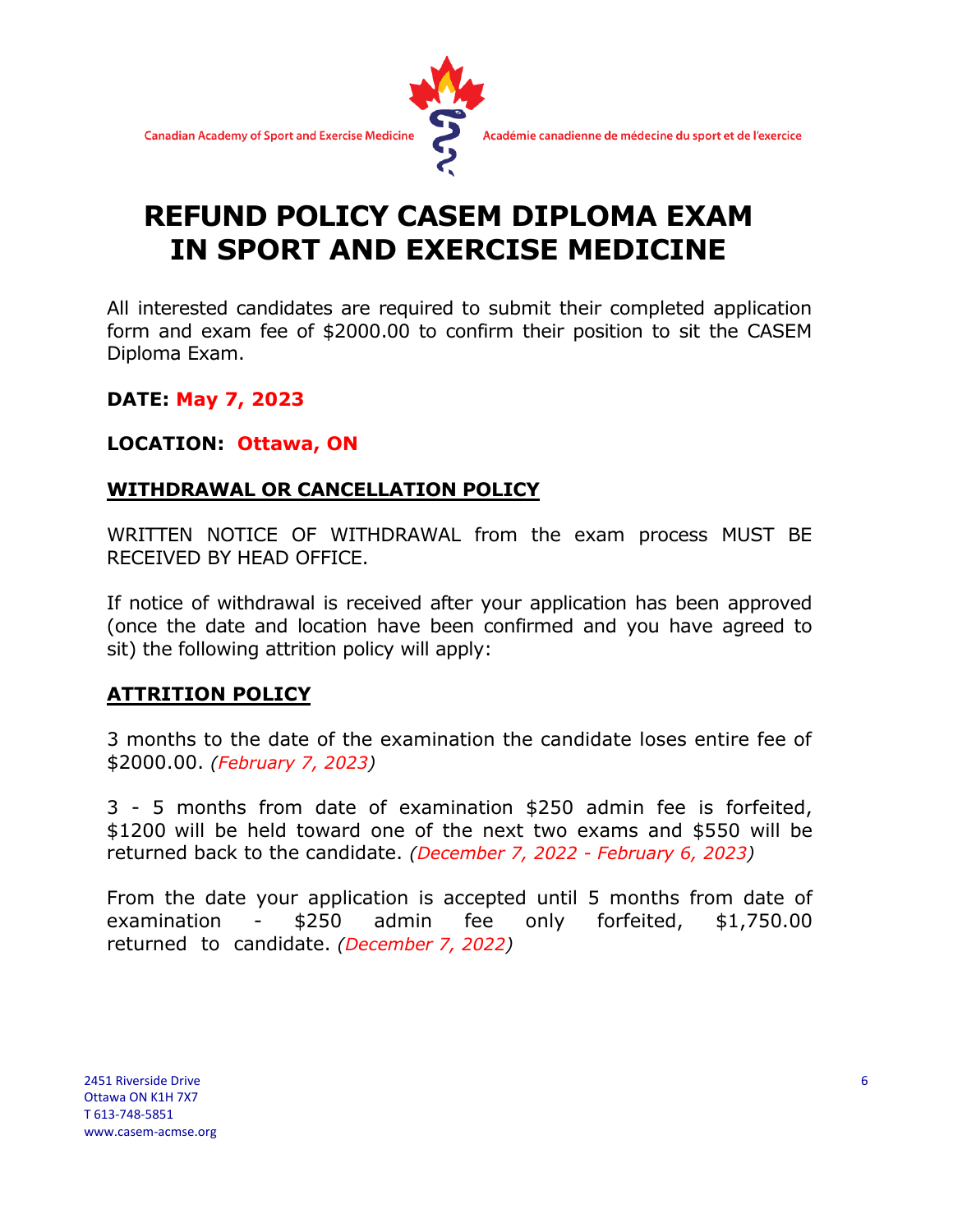Canadian Academy of Sport and Exercise Medicine — Académie canadienne de médecine du sport et de l'exercice

# REFUND POLICY CASEM DIPLOMA EXAM IN SPORT AND EXERCISE MEDICINE

All interested candidates are required to submit their completed application form and exam fee of $2000.00 to confirm their position to sit the CASEM Diploma Exam.

**DATE: May 7, 2023**

**LOCATION: Ottawa, ON**

## WITHDRAWAL OR CANCELLATION POLICY

WRITTEN NOTICE OF WITHDRAWAL from the exam process MUST BE RECEIVED BY HEAD OFFICE.

If notice of withdrawal is received after your application has been approved (once the date and location have been confirmed and you have agreed to sit) the following attrition policy will apply:

## ATTRITION POLICY

3 months to the date of the examination the candidate loses entire fee of $2000.00. *(February 7, 2023)*

3 - 5 months from date of examination $250 admin fee is forfeited, $1200 will be held toward one of the next two exams and $550 will be returned back to the candidate. *(December 7, 2022 - February 6, 2023)*

From the date your application is accepted until 5 months from date of examination - $250 admin fee only forfeited, $1,750.00 returned to candidate. *(December 7, 2022)*

2451 Riverside Drive
Ottawa ON K1H 7X7
T 613-748-5851
www.casem-acmse.org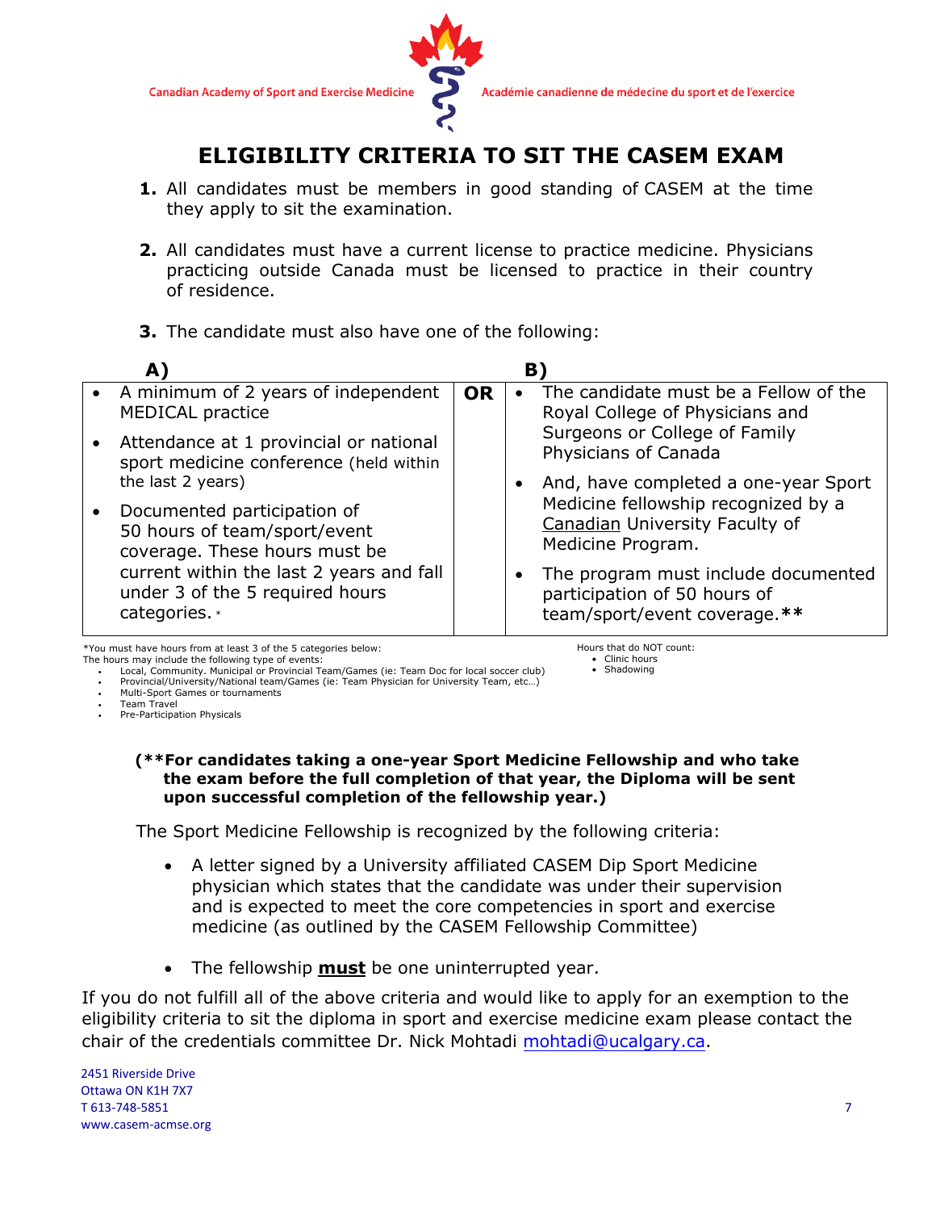Canadian Academy of Sport and Exercise Medicine — Académie canadienne de médecine du sport et de l'exercice

# ELIGIBILITY CRITERIA TO SIT THE CASEM EXAM

1. All candidates must be members in good standing of CASEM at the time they apply to sit the examination.

2. All candidates must have a current license to practice medicine. Physicians practicing outside Canada must be licensed to practice in their country of residence.

3. The candidate must also have one of the following:

| A) | | B) |
|---|---|---|
| • A minimum of 2 years of independent MEDICAL practice<br>• Attendance at 1 provincial or national sport medicine conference (held within the last 2 years)<br>• Documented participation of 50 hours of team/sport/event coverage. These hours must be current within the last 2 years and fall under 3 of the 5 required hours categories.* | **OR** | • The candidate must be a Fellow of the Royal College of Physicians and Surgeons or College of Family Physicians of Canada<br>• And, have completed a one-year Sport Medicine fellowship recognized by a Canadian University Faculty of Medicine Program.<br>• The program must include documented participation of 50 hours of team/sport/event coverage.** |

*You must have hours from at least 3 of the 5 categories below:
The hours may include the following type of events:

- Local, Community. Municipal or Provincial Team/Games (ie: Team Doc for local soccer club)
- Provincial/University/National team/Games (ie: Team Physician for University Team, etc…)
- Multi-Sport Games or tournaments
- Team Travel
- Pre-Participation Physicals

Hours that do NOT count:

- Clinic hours
- Shadowing

**(**For candidates taking a one-year Sport Medicine Fellowship and who take the exam before the full completion of that year, the Diploma will be sent upon successful completion of the fellowship year.)**

The Sport Medicine Fellowship is recognized by the following criteria:

- A letter signed by a University affiliated CASEM Dip Sport Medicine physician which states that the candidate was under their supervision and is expected to meet the core competencies in sport and exercise medicine (as outlined by the CASEM Fellowship Committee)

- The fellowship **must** be one uninterrupted year.

If you do not fulfill all of the above criteria and would like to apply for an exemption to the eligibility criteria to sit the diploma in sport and exercise medicine exam please contact the chair of the credentials committee Dr. Nick Mohtadi mohtadi@ucalgary.ca.

2451 Riverside Drive
Ottawa ON K1H 7X7
T 613-748-5851
www.casem-acmse.org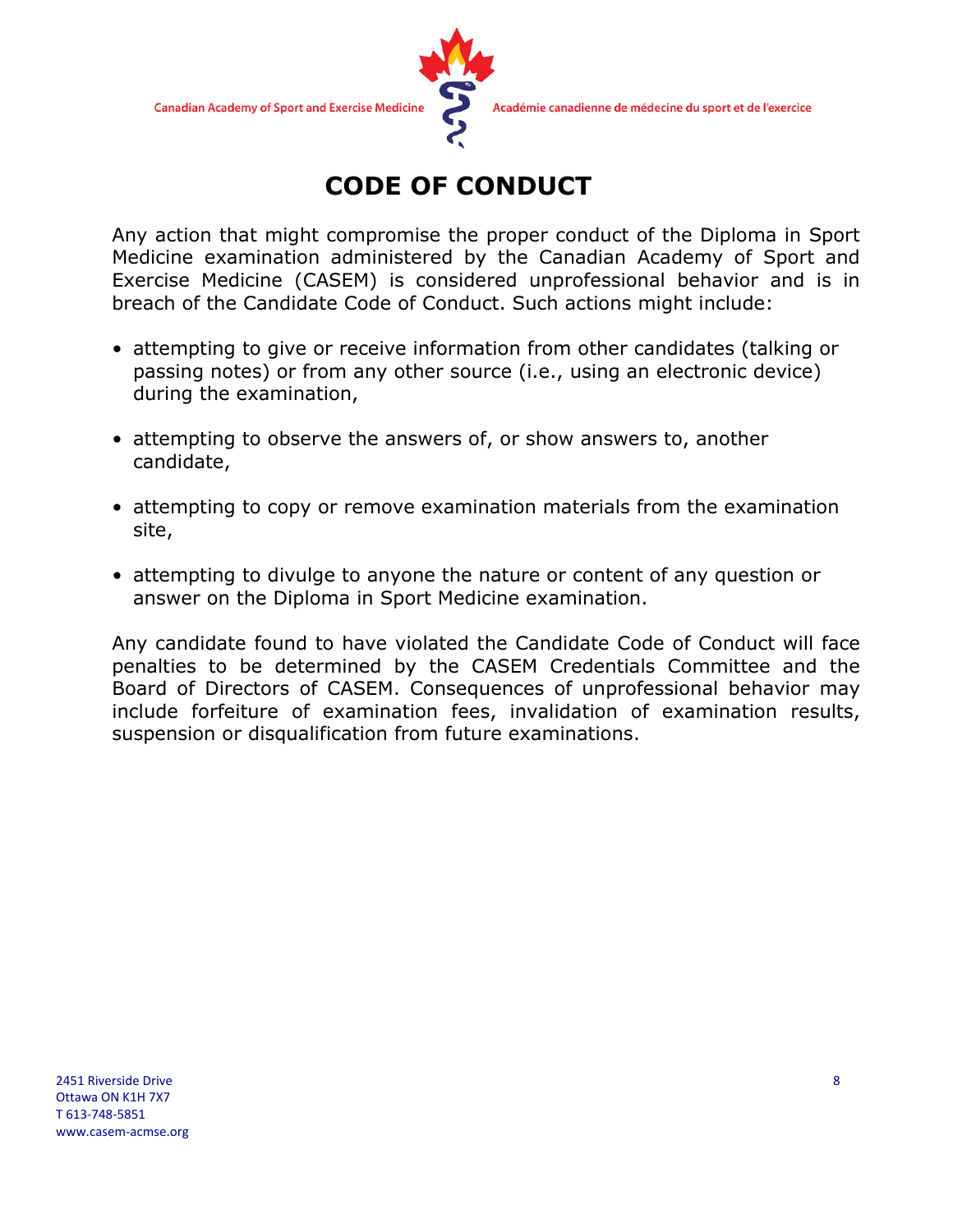# CODE OF CONDUCT

Any action that might compromise the proper conduct of the Diploma in Sport Medicine examination administered by the Canadian Academy of Sport and Exercise Medicine (CASEM) is considered unprofessional behavior and is in breach of the Candidate Code of Conduct. Such actions might include:

- attempting to give or receive information from other candidates (talking or passing notes) or from any other source (i.e., using an electronic device) during the examination,
- attempting to observe the answers of, or show answers to, another candidate,
- attempting to copy or remove examination materials from the examination site,
- attempting to divulge to anyone the nature or content of any question or answer on the Diploma in Sport Medicine examination.

Any candidate found to have violated the Candidate Code of Conduct will face penalties to be determined by the CASEM Credentials Committee and the Board of Directors of CASEM. Consequences of unprofessional behavior may include forfeiture of examination fees, invalidation of examination results, suspension or disqualification from future examinations.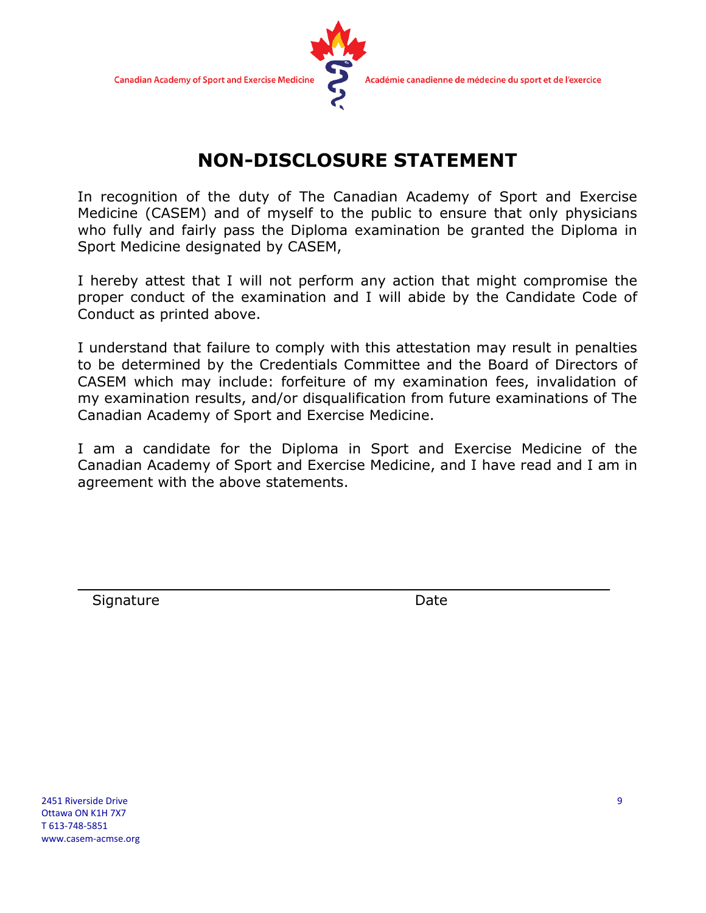# NON-DISCLOSURE STATEMENT

In recognition of the duty of The Canadian Academy of Sport and Exercise Medicine (CASEM) and of myself to the public to ensure that only physicians who fully and fairly pass the Diploma examination be granted the Diploma in Sport Medicine designated by CASEM,

I hereby attest that I will not perform any action that might compromise the proper conduct of the examination and I will abide by the Candidate Code of Conduct as printed above.

I understand that failure to comply with this attestation may result in penalties to be determined by the Credentials Committee and the Board of Directors of CASEM which may include: forfeiture of my examination fees, invalidation of my examination results, and/or disqualification from future examinations of The Canadian Academy of Sport and Exercise Medicine.

I am a candidate for the Diploma in Sport and Exercise Medicine of the Canadian Academy of Sport and Exercise Medicine, and I have read and I am in agreement with the above statements.

_______________________________________________

Signature Date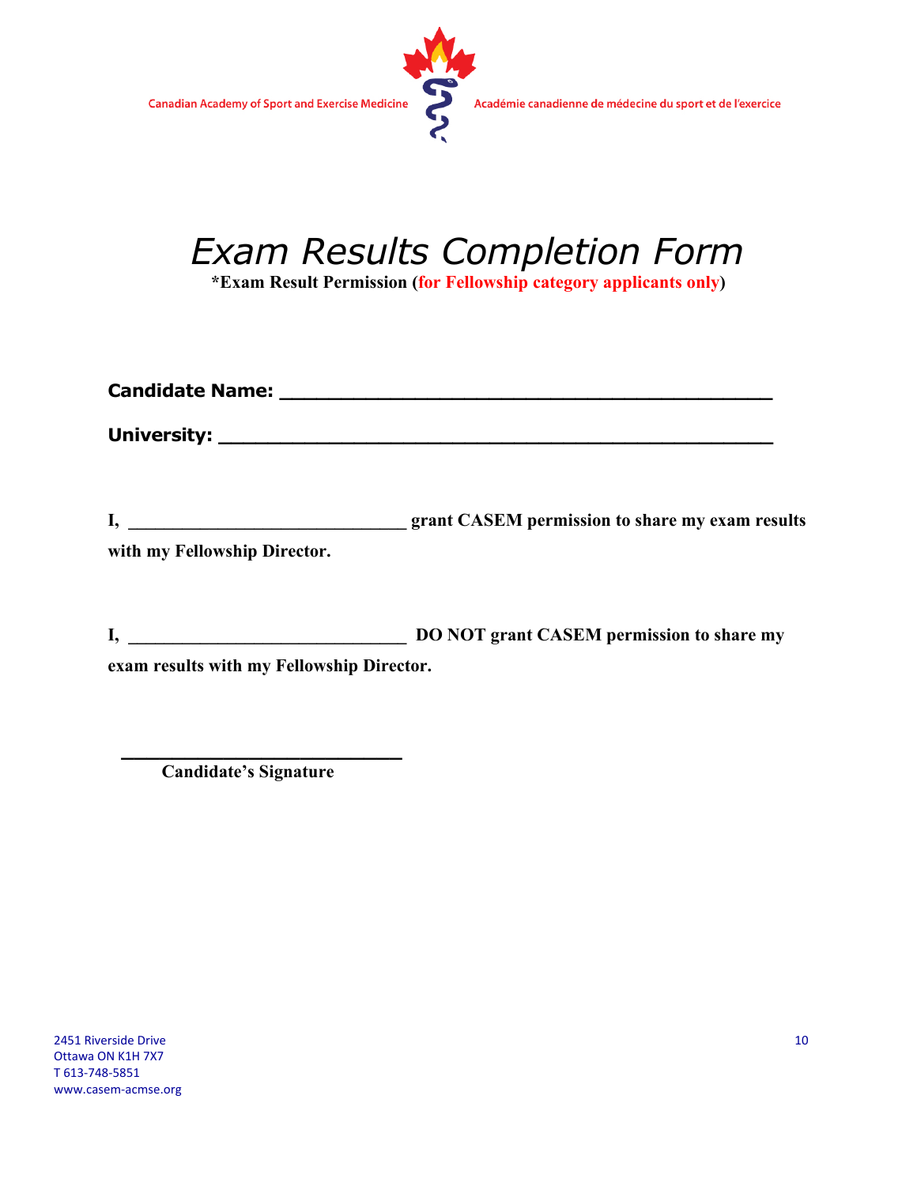Canadian Academy of Sport and Exercise Medicine Académie canadienne de médecine du sport et de l'exercice

# *Exam Results Completion Form*

**\*Exam Result Permission (for Fellowship category applicants only)**

**Candidate Name: _______________________________________**

**University: _____________________________________________**

**I, ______________________________ grant CASEM permission to share my exam results with my Fellowship Director.**

**I, ______________________________ DO NOT grant CASEM permission to share my exam results with my Fellowship Director.**

______________________________
**Candidate's Signature**

2451 Riverside Drive
Ottawa ON K1H 7X7
T 613-748-5851
www.casem-acmse.org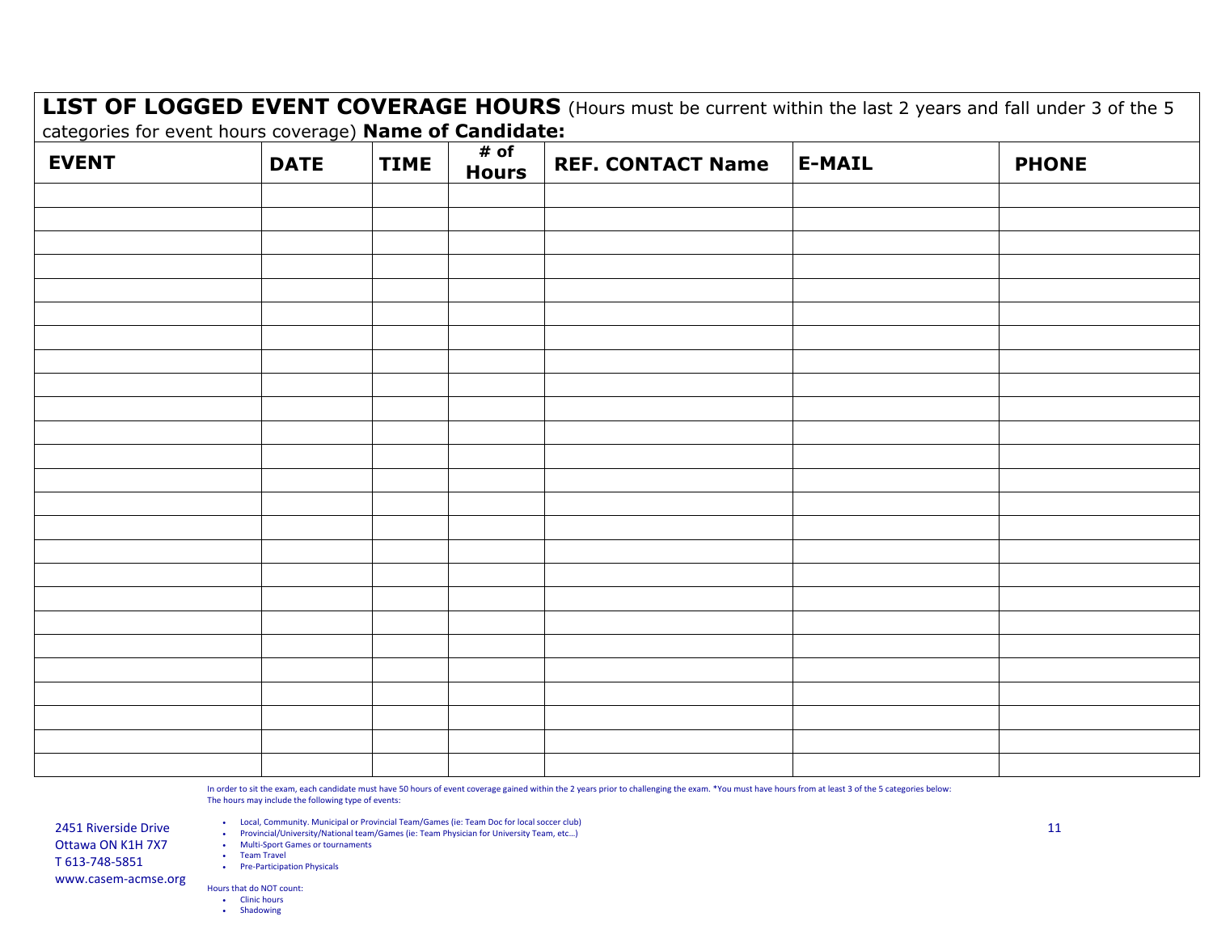**LIST OF LOGGED EVENT COVERAGE HOURS** (Hours must be current within the last 2 years and fall under 3 of the 5 categories for event hours coverage) **Name of Candidate:**

| EVENT | DATE | TIME | # of Hours | REF. CONTACT Name | E-MAIL | PHONE |
|---|---|---|---|---|---|---|
| | | | | | | |
| | | | | | | |
| | | | | | | |
| | | | | | | |
| | | | | | | |
| | | | | | | |
| | | | | | | |
| | | | | | | |
| | | | | | | |
| | | | | | | |
| | | | | | | |
| | | | | | | |
| | | | | | | |
| | | | | | | |
| | | | | | | |
| | | | | | | |
| | | | | | | |
| | | | | | | |
| | | | | | | |
| | | | | | | |
| | | | | | | |
| | | | | | | |
| | | | | | | |
| | | | | | | |
| | | | | | | |
| | | | | | | |

In order to sit the exam, each candidate must have 50 hours of event coverage gained within the 2 years prior to challenging the exam. *You must have hours from at least 3 of the 5 categories below:
The hours may include the following type of events:

- Local, Community. Municipal or Provincial Team/Games (ie: Team Doc for local soccer club)
- Provincial/University/National team/Games (ie: Team Physician for University Team, etc…)
- Multi-Sport Games or tournaments
- Team Travel
- Pre-Participation Physicals

Hours that do NOT count:

- Clinic hours
- Shadowing

2451 Riverside Drive
Ottawa ON K1H 7X7
T 613-748-5851
www.casem-acmse.org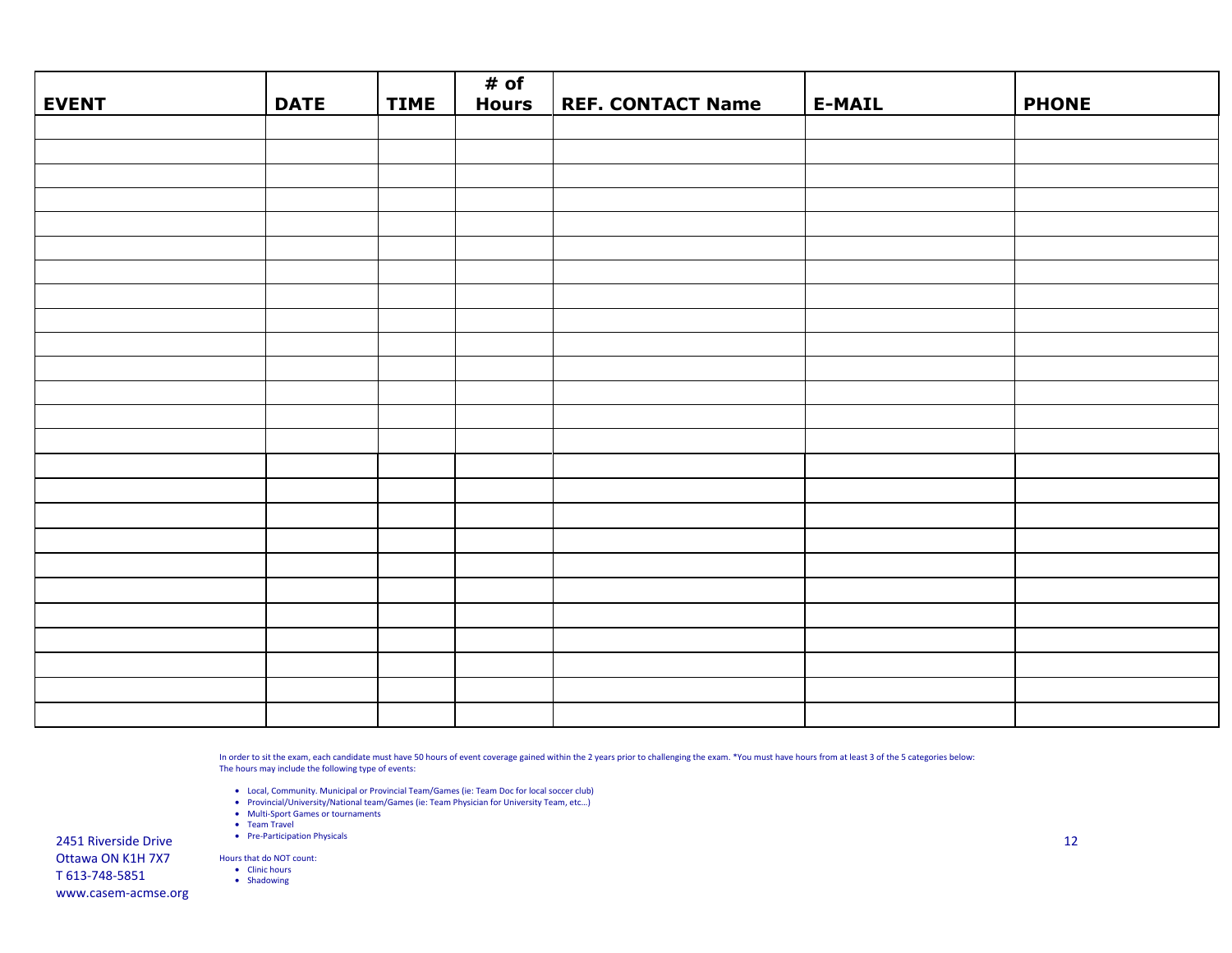| EVENT | DATE | TIME | # of Hours | REF. CONTACT Name | E-MAIL | PHONE |
|---|---|---|---|---|---|---|
| | | | | | | |
| | | | | | | |
| | | | | | | |
| | | | | | | |
| | | | | | | |
| | | | | | | |
| | | | | | | |
| | | | | | | |
| | | | | | | |
| | | | | | | |
| | | | | | | |
| | | | | | | |
| | | | | | | |
| | | | | | | |
| | | | | | | |
| | | | | | | |
| | | | | | | |
| | | | | | | |
| | | | | | | |
| | | | | | | |
| | | | | | | |
| | | | | | | |
| | | | | | | |
| | | | | | | |
| | | | | | | |

In order to sit the exam, each candidate must have 50 hours of event coverage gained within the 2 years prior to challenging the exam. *You must have hours from at least 3 of the 5 categories below:
The hours may include the following type of events:

- Local, Community. Municipal or Provincial Team/Games (ie: Team Doc for local soccer club)
- Provincial/University/National team/Games (ie: Team Physician for University Team, etc…)
- Multi-Sport Games or tournaments
- Team Travel
- Pre-Participation Physicals

Hours that do NOT count:

- Clinic hours
- Shadowing

2451 Riverside Drive
Ottawa ON K1H 7X7
T 613-748-5851
www.casem-acmse.org